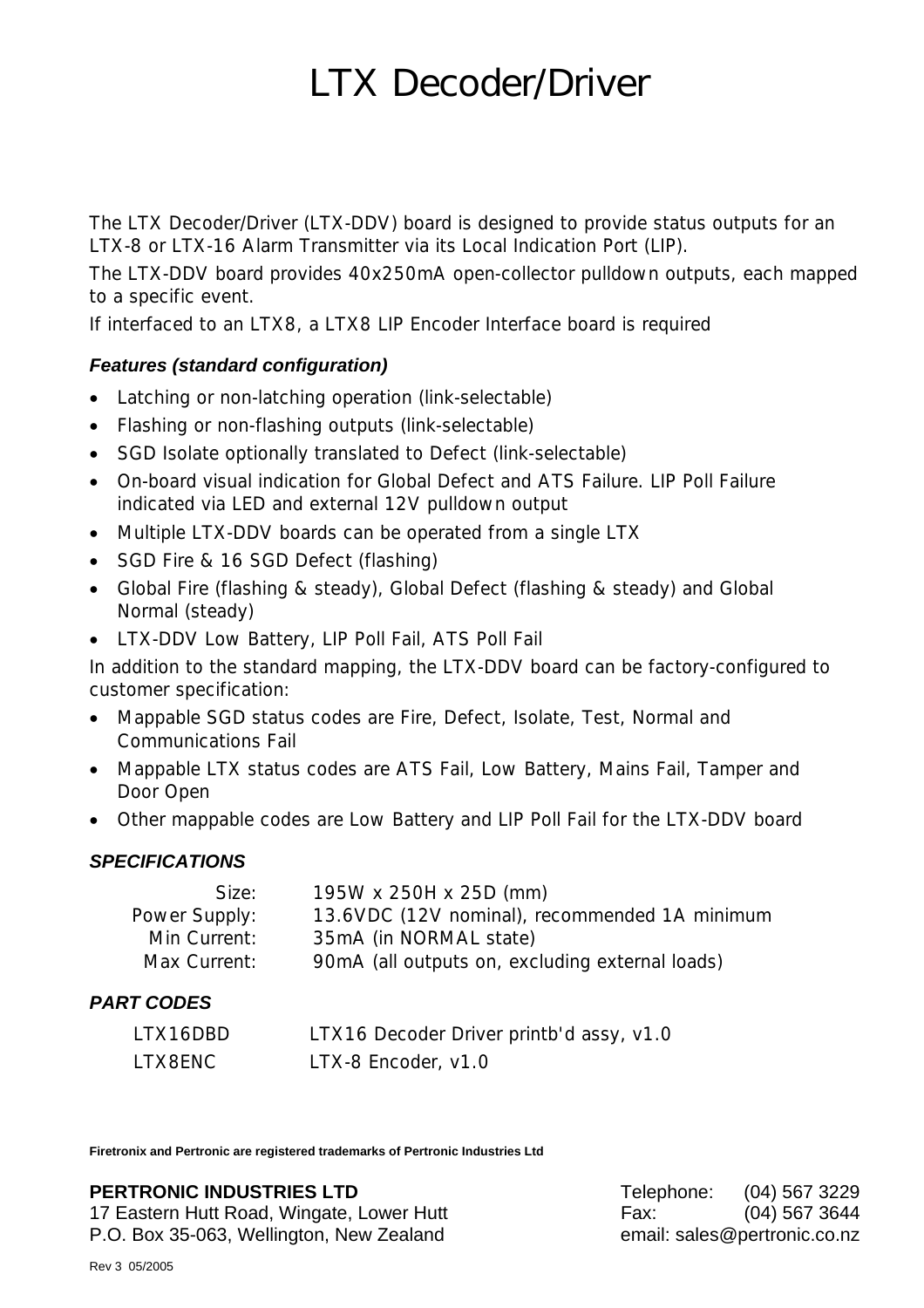# LTX Decoder/Driver

The LTX Decoder/Driver (LTX-DDV) board is designed to provide status outputs for an LTX-8 or LTX-16 Alarm Transmitter via its Local Indication Port (LIP).

The LTX-DDV board provides 40x250mA open-collector pulldown outputs, each mapped to a specific event.

If interfaced to an LTX8, a LTX8 LIP Encoder Interface board is required

### *Features (standard configuration)*

- Latching or non-latching operation (link-selectable)
- Flashing or non-flashing outputs (link-selectable)
- SGD Isolate optionally translated to Defect (link-selectable)
- On-board visual indication for Global Defect and ATS Failure. LIP Poll Failure indicated via LED and external 12V pulldown output
- Multiple LTX-DDV boards can be operated from a single LTX
- SGD Fire & 16 SGD Defect (flashing)
- Global Fire (flashing & steady), Global Defect (flashing & steady) and Global Normal (steady)
- LTX-DDV Low Battery, LIP Poll Fail, ATS Poll Fail

In addition to the standard mapping, the LTX-DDV board can be factory-configured to customer specification:

- Mappable SGD status codes are Fire, Defect, Isolate, Test, Normal and Communications Fail
- Mappable LTX status codes are ATS Fail, Low Battery, Mains Fail, Tamper and Door Open
- Other mappable codes are Low Battery and LIP Poll Fail for the LTX-DDV board

### *SPECIFICATIONS*

| | |
|---|---|
| Size: | 195W x 250H x 25D (mm) |
| Power Supply: | 13.6VDC (12V nominal), recommended 1A minimum |
| Min Current: | 35mA (in NORMAL state) |
| Max Current: | 90mA (all outputs on, excluding external loads) |

### *PART CODES*

| | |
|---|---|
| LTX16DBD | LTX16 Decoder Driver printb'd assy, v1.0 |
| LTX8ENC | LTX-8 Encoder, v1.0 |

**Firetronix and Pertronic are registered trademarks of Pertronic Industries Ltd**

**PERTRONIC INDUSTRIES LTD**
17 Eastern Hutt Road, Wingate, Lower Hutt
P.O. Box 35-063, Wellington, New Zealand

Telephone: (04) 567 3229
Fax: (04) 567 3644
email: sales@pertronic.co.nz

Rev 3 05/2005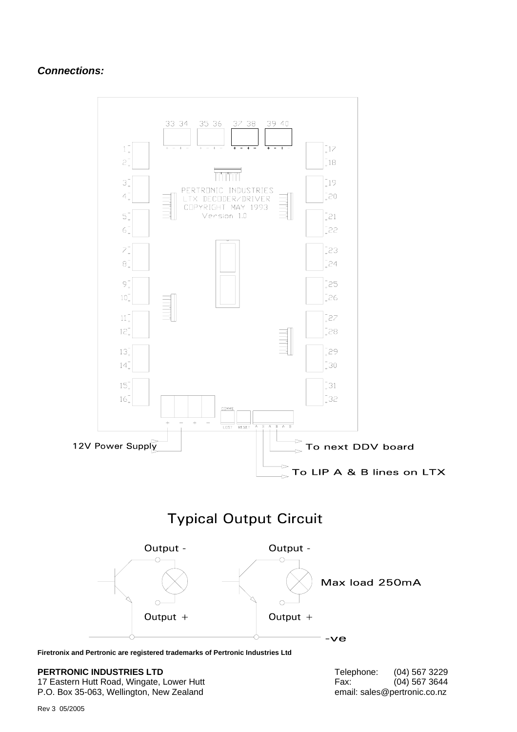***Connections:***

33 34 35 36 37 38 39 40

PERTRONIC INDUSTRIES
LTX DECODER/DRIVER
COPYRIGHT MAY 1993
Version 1.0

1 2 3 4 5 6 7 8 9 10 11 12 13 14 15 16

17 18 19 20 21 22 23 24 25 26 27 28 29 30 31 32

COMMS LOST RESET A B A B A B

12V Power Supply

To next DDV board

To LIP A & B lines on LTX

Typical Output Circuit

Output -

Output +

Max load 250mA

-ve

**Firetronix and Pertronic are registered trademarks of Pertronic Industries Ltd**

**PERTRONIC INDUSTRIES LTD**
17 Eastern Hutt Road, Wingate, Lower Hutt
P.O. Box 35-063, Wellington, New Zealand

Telephone: (04) 567 3229
Fax: (04) 567 3644
email: sales@pertronic.co.nz

Rev 3 05/2005